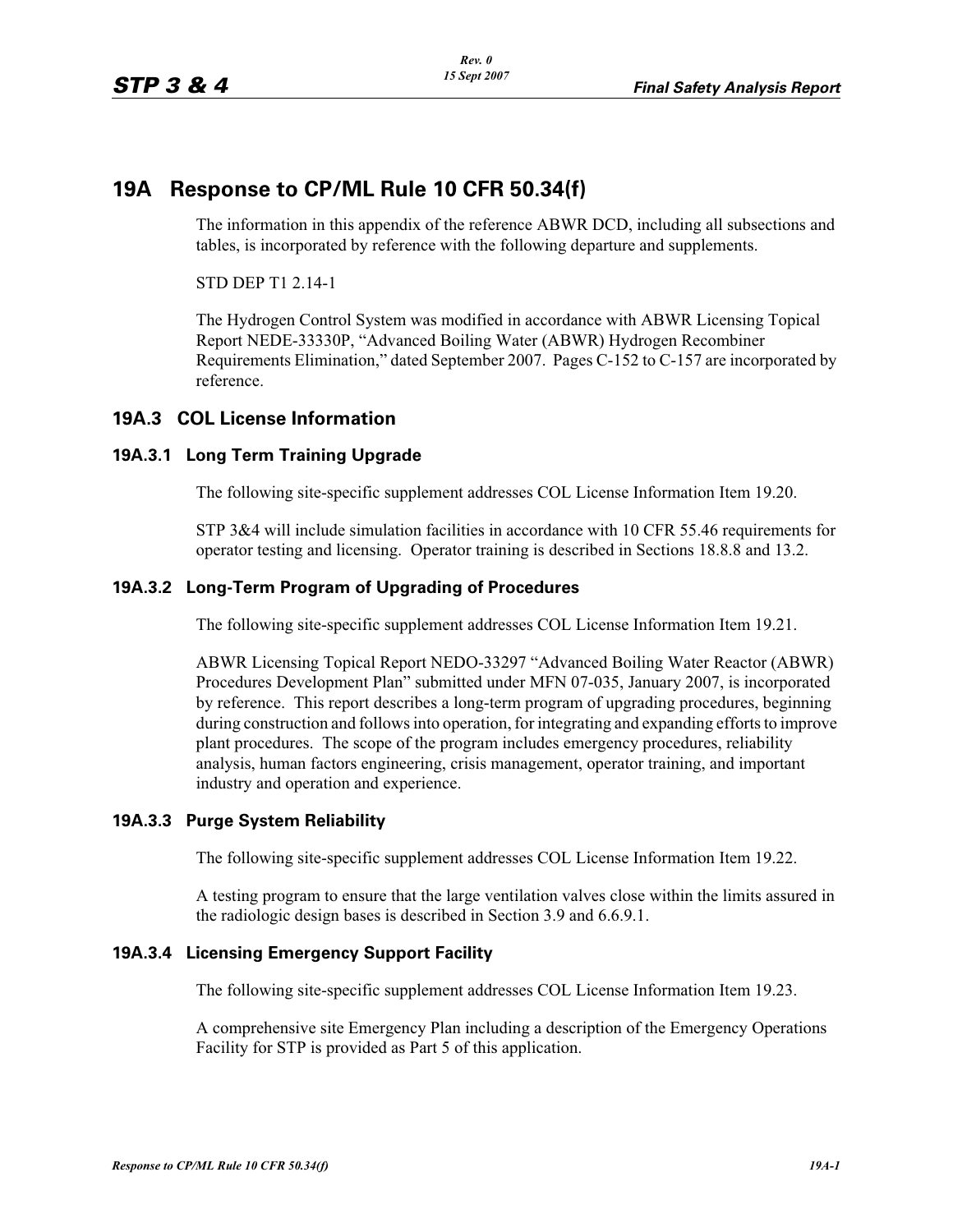# 19A Response to CP/ML Rule 10 CFR 50.34(f)

The information in this appendix of the reference ABWR DCD, including all subsections and tables, is incorporated by reference with the following departure and supplements.

STD DEP T1 2.14-1

The Hydrogen Control System was modified in accordance with ABWR Licensing Topical Report NEDE-33330P, "Advanced Boiling Water (ABWR) Hydrogen Recombiner Requirements Elimination," dated September 2007. Pages C-152 to C-157 are incorporated by reference.

## 19A.3 COL License Information

### 19A.3.1 Long Term Training Upgrade

The following site-specific supplement addresses COL License Information Item 19.20.

STP 3&4 will include simulation facilities in accordance with 10 CFR 55.46 requirements for operator testing and licensing. Operator training is described in Sections 18.8.8 and 13.2.

### 19A.3.2 Long-Term Program of Upgrading of Procedures

The following site-specific supplement addresses COL License Information Item 19.21.

ABWR Licensing Topical Report NEDO-33297 "Advanced Boiling Water Reactor (ABWR) Procedures Development Plan" submitted under MFN 07-035, January 2007, is incorporated by reference. This report describes a long-term program of upgrading procedures, beginning during construction and follows into operation, for integrating and expanding efforts to improve plant procedures. The scope of the program includes emergency procedures, reliability analysis, human factors engineering, crisis management, operator training, and important industry and operation and experience.

### 19A.3.3 Purge System Reliability

The following site-specific supplement addresses COL License Information Item 19.22.

A testing program to ensure that the large ventilation valves close within the limits assured in the radiologic design bases is described in Section 3.9 and 6.6.9.1.

### 19A.3.4 Licensing Emergency Support Facility

The following site-specific supplement addresses COL License Information Item 19.23.

A comprehensive site Emergency Plan including a description of the Emergency Operations Facility for STP is provided as Part 5 of this application.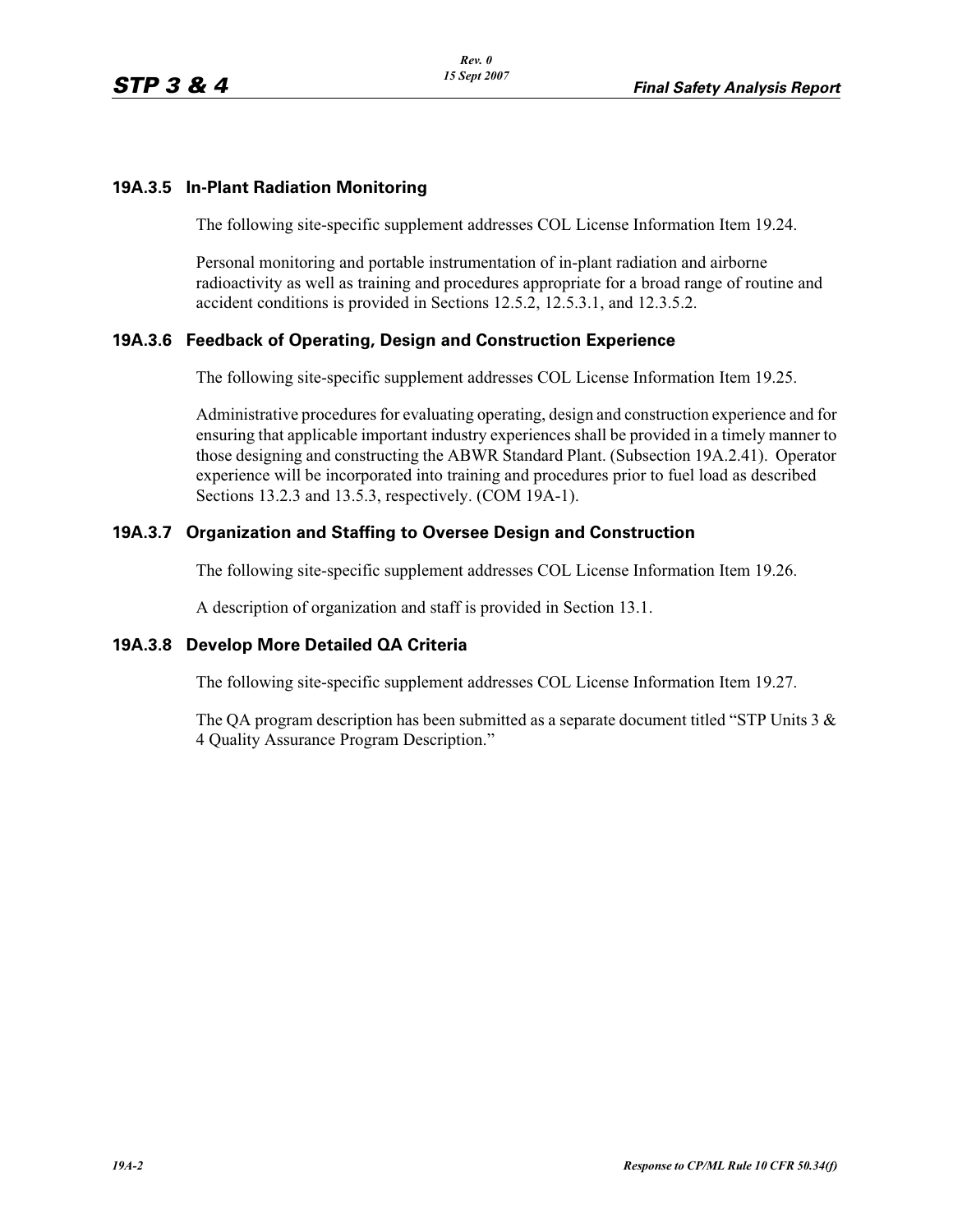### 19A.3.5 In-Plant Radiation Monitoring

The following site-specific supplement addresses COL License Information Item 19.24.

Personal monitoring and portable instrumentation of in-plant radiation and airborne radioactivity as well as training and procedures appropriate for a broad range of routine and accident conditions is provided in Sections 12.5.2, 12.5.3.1, and 12.3.5.2.

### 19A.3.6 Feedback of Operating, Design and Construction Experience

The following site-specific supplement addresses COL License Information Item 19.25.

Administrative procedures for evaluating operating, design and construction experience and for ensuring that applicable important industry experiences shall be provided in a timely manner to those designing and constructing the ABWR Standard Plant. (Subsection 19A.2.41). Operator experience will be incorporated into training and procedures prior to fuel load as described Sections 13.2.3 and 13.5.3, respectively. (COM 19A-1).

### 19A.3.7 Organization and Staffing to Oversee Design and Construction

The following site-specific supplement addresses COL License Information Item 19.26.

A description of organization and staff is provided in Section 13.1.

### 19A.3.8 Develop More Detailed QA Criteria

The following site-specific supplement addresses COL License Information Item 19.27.

The QA program description has been submitted as a separate document titled "STP Units 3 & 4 Quality Assurance Program Description."